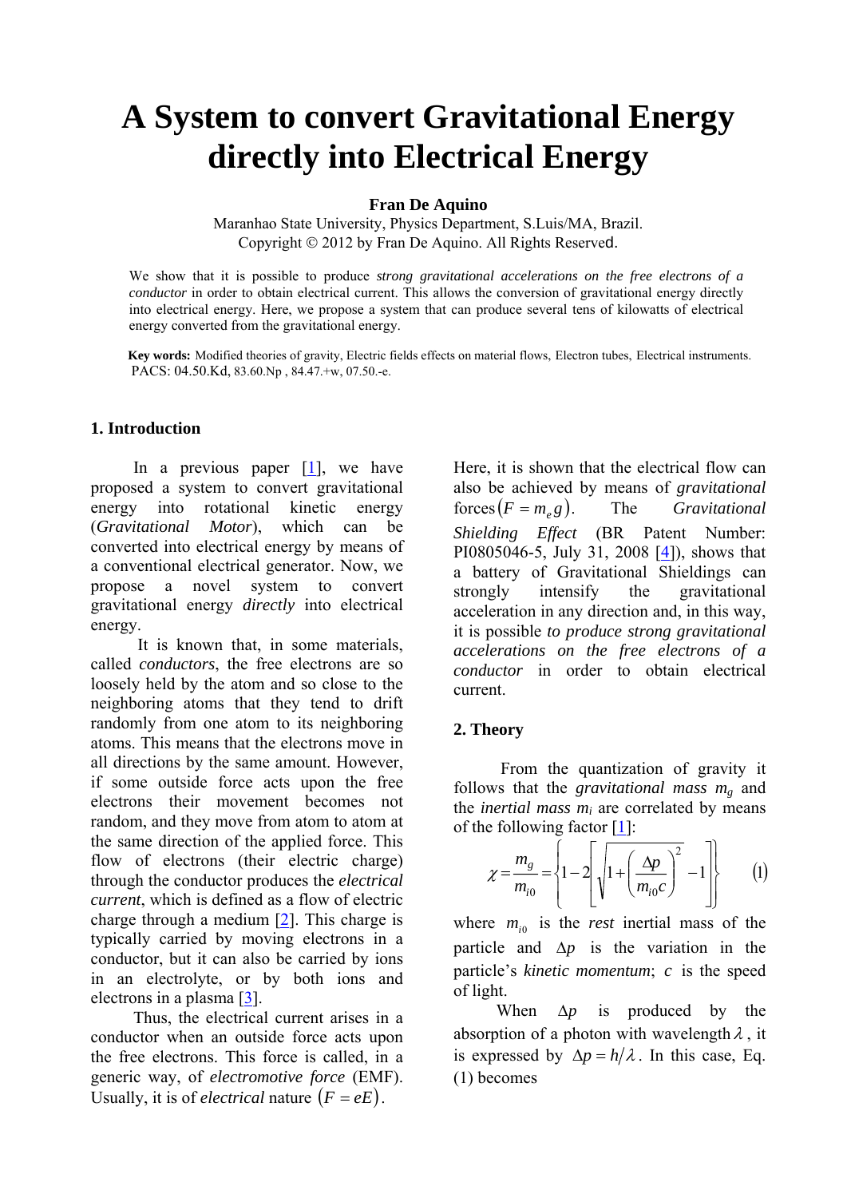# A System to convert Gravitational Energy directly into Electrical Energy

**Fran De Aquino**

Maranhao State University, Physics Department, S.Luis/MA, Brazil.
Copyright © 2012 by Fran De Aquino. All Rights Reserved.

We show that it is possible to produce *strong gravitational accelerations on the free electrons of a conductor* in order to obtain electrical current. This allows the conversion of gravitational energy directly into electrical energy. Here, we propose a system that can produce several tens of kilowatts of electrical energy converted from the gravitational energy.

**Key words:** Modified theories of gravity, Electric fields effects on material flows, Electron tubes, Electrical instruments.
PACS: 04.50.Kd, 83.60.Np , 84.47.+w, 07.50.-e.

## 1. Introduction

In a previous paper [1], we have proposed a system to convert gravitational energy into rotational kinetic energy (*Gravitational Motor*), which can be converted into electrical energy by means of a conventional electrical generator. Now, we propose a novel system to convert gravitational energy *directly* into electrical energy.

It is known that, in some materials, called *conductors*, the free electrons are so loosely held by the atom and so close to the neighboring atoms that they tend to drift randomly from one atom to its neighboring atoms. This means that the electrons move in all directions by the same amount. However, if some outside force acts upon the free electrons their movement becomes not random, and they move from atom to atom at the same direction of the applied force. This flow of electrons (their electric charge) through the conductor produces the *electrical current*, which is defined as a flow of electric charge through a medium [2]. This charge is typically carried by moving electrons in a conductor, but it can also be carried by ions in an electrolyte, or by both ions and electrons in a plasma [3].

Thus, the electrical current arises in a conductor when an outside force acts upon the free electrons. This force is called, in a generic way, of *electromotive force* (EMF). Usually, it is of *electrical* nature $(F = eE)$.

Here, it is shown that the electrical flow can also be achieved by means of *gravitational* forces $(F = m_e g)$. The *Gravitational Shielding Effect* (BR Patent Number: PI0805046-5, July 31, 2008 [4]), shows that a battery of Gravitational Shieldings can strongly intensify the gravitational acceleration in any direction and, in this way, it is possible *to produce strong gravitational accelerations on the free electrons of a conductor* in order to obtain electrical current.

## 2. Theory

From the quantization of gravity it follows that the *gravitational mass* $m_g$ and the *inertial mass* $m_i$ are correlated by means of the following factor [1]:

$$\chi = \frac{m_g}{m_{i0}} = \left\{ 1 - 2\left[ \sqrt{1 + \left( \frac{\Delta p}{m_{i0} c} \right)^2} - 1 \right] \right\} \qquad (1)$$

where $m_{i0}$ is the *rest* inertial mass of the particle and $\Delta p$ is the variation in the particle's *kinetic momentum*; $c$ is the speed of light.

When $\Delta p$ is produced by the absorption of a photon with wavelength $\lambda$, it is expressed by $\Delta p = h/\lambda$. In this case, Eq. (1) becomes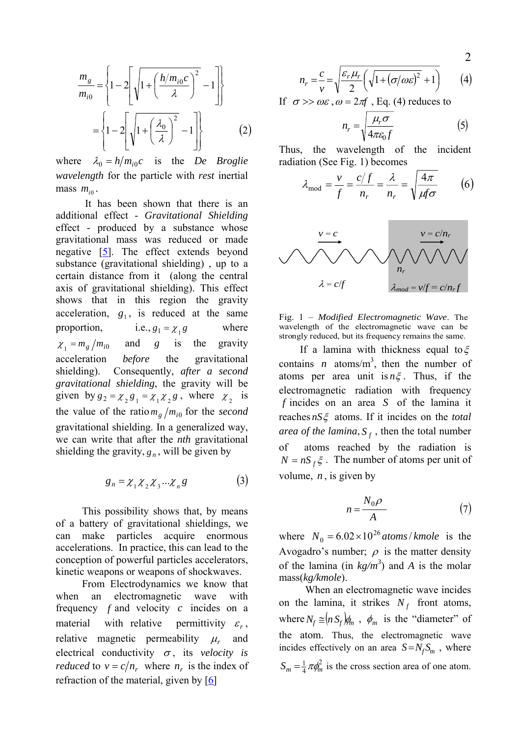$$\frac{m_g}{m_{i0}} = \left\{1 - 2\left[\sqrt{1+\left(\frac{h/m_{i0}c}{\lambda}\right)^2} - 1\right]\right\}$$

$$= \left\{1 - 2\left[\sqrt{1+\left(\frac{\lambda_0}{\lambda}\right)^2} - 1\right]\right\} \qquad (2)$$

where $\lambda_0 = h/m_{i0}c$ is the *De Broglie wavelength* for the particle with *rest* inertial mass $m_{i0}$.

It has been shown that there is an additional effect - *Gravitational Shielding* effect - produced by a substance whose gravitational mass was reduced or made negative [5]. The effect extends beyond substance (gravitational shielding) , up to a certain distance from it (along the central axis of gravitational shielding). This effect shows that in this region the gravity acceleration, $g_1$, is reduced at the same proportion, i.e., $g_1 = \chi_1 g$ where $\chi_1 = m_g/m_{i0}$ and $g$ is the gravity acceleration *before* the gravitational shielding). Consequently, *after a second gravitational shielding*, the gravity will be given by $g_2 = \chi_2 g_1 = \chi_1 \chi_2 g$, where $\chi_2$ is the value of the ratio $m_g/m_{i0}$ for the *second* gravitational shielding. In a generalized way, we can write that after the *nth* gravitational shielding the gravity, $g_n$, will be given by

$$g_n = \chi_1 \chi_2 \chi_3 \ldots \chi_n g \qquad (3)$$

This possibility shows that, by means of a battery of gravitational shieldings, we can make particles acquire enormous accelerations. In practice, this can lead to the conception of powerful particles accelerators, kinetic weapons or weapons of shockwaves.

From Electrodynamics we know that when an electromagnetic wave with frequency $f$ and velocity $c$ incides on a material with relative permittivity $\varepsilon_r$, relative magnetic permeability $\mu_r$ and electrical conductivity $\sigma$, its *velocity is reduced* to $v = c/n_r$ where $n_r$ is the index of refraction of the material, given by [6]

$$n_r = \frac{c}{v} = \sqrt{\frac{\varepsilon_r \mu_r}{2}\left(\sqrt{1+(\sigma/\omega\varepsilon)^2}+1\right)} \qquad (4)$$

If $\sigma >> \omega\varepsilon$ , $\omega = 2\pi f$ , Eq. (4) reduces to

$$n_r = \sqrt{\frac{\mu_r \sigma}{4\pi\varepsilon_0 f}} \qquad (5)$$

Thus, the wavelength of the incident radiation (See Fig. 1) becomes

$$\lambda_{\text{mod}} = \frac{v}{f} = \frac{c/f}{n_r} = \frac{\lambda}{n_r} = \sqrt{\frac{4\pi}{\mu f \sigma}} \qquad (6)$$

$v = c$ | $v = c/n_r$ | $n_r$ | $\lambda = c/f$ | $\lambda_{mod} = v/f = c/n_r f$

Fig. 1 – *Modified Electromagnetic Wave*. The wavelength of the electromagnetic wave can be strongly reduced, but its frequency remains the same.

If a lamina with thickness equal to $\xi$ contains $n$ atoms/m$^3$, then the number of atoms per area unit is $n\xi$. Thus, if the electromagnetic radiation with frequency $f$ incides on an area $S$ of the lamina it reaches $nS\xi$ atoms. If it incides on the *total area of the lamina*, $S_f$ , then the total number of atoms reached by the radiation is $N = nS_f\xi$. The number of atoms per unit of volume, $n$, is given by

$$n = \frac{N_0 \rho}{A} \qquad (7)$$

where $N_0 = 6.02 \times 10^{26}\, atoms/kmole$ is the Avogadro's number; $\rho$ is the matter density of the lamina (in *kg/m$^3$*) and *A* is the molar mass(*kg/kmole*).

When an electromagnetic wave incides on the lamina, it strikes $N_f$ front atoms, where $N_f \cong (nS_f)\phi_m$ , $\phi_m$ is the "diameter" of the atom. Thus, the electromagnetic wave incides effectively on an area $S = N_f S_m$ , where $S_m = \frac{1}{4}\pi\phi_m^2$ is the cross section area of one atom.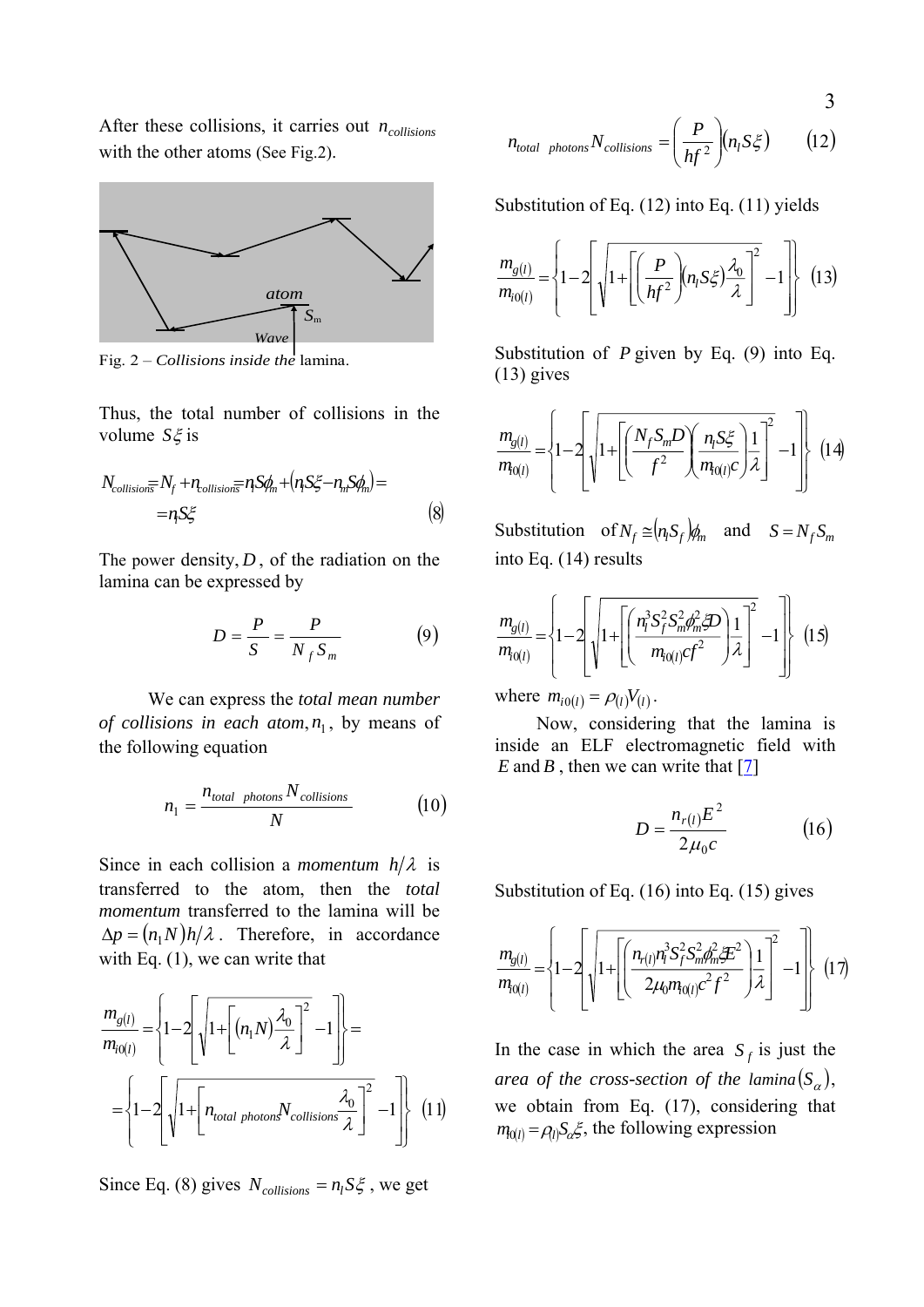After these collisions, it carries out $n_{collisions}$ with the other atoms (See Fig.2).

Fig. 2 – *Collisions inside the* lamina.

Thus, the total number of collisions in the volume $S\xi$ is

$$N_{collisions} = N_f + n_{collisions} = n_l S\phi_m + \left(n_l S\xi - n_m S\phi_m\right) = n_l S\xi \qquad (8)$$

The power density, $D$, of the radiation on the lamina can be expressed by

$$D = \frac{P}{S} = \frac{P}{N_f S_m} \qquad (9)$$

We can express the *total mean number of collisions in each atom*, $n_1$, by means of the following equation

$$n_1 = \frac{n_{total\ \ photons} N_{collisions}}{N} \qquad (10)$$

Since in each collision a *momentum* $h/\lambda$ is transferred to the atom, then the *total momentum* transferred to the lamina will be $\Delta p = (n_1 N) h/\lambda$. Therefore, in accordance with Eq. (1), we can write that

$$\frac{m_{g(l)}}{m_{i0(l)}} = \left\{1 - 2\left[\sqrt{1 + \left[(n_1 N)\frac{\lambda_0}{\lambda}\right]^2} - 1\right]\right\} = \left\{1 - 2\left[\sqrt{1 + \left[n_{total\ photons} N_{collisions}\frac{\lambda_0}{\lambda}\right]^2} - 1\right]\right\} \qquad (11)$$

Since Eq. (8) gives $N_{collisions} = n_l S\xi$, we get

$$n_{total\ \ photons} N_{collisions} = \left(\frac{P}{hf^2}\right)\left(n_l S\xi\right) \qquad (12)$$

Substitution of Eq. (12) into Eq. (11) yields

$$\frac{m_{g(l)}}{m_{i0(l)}} = \left\{1 - 2\left[\sqrt{1 + \left[\left(\frac{P}{hf^2}\right)\left(n_l S\xi\right)\frac{\lambda_0}{\lambda}\right]^2} - 1\right]\right\} \qquad (13)$$

Substitution of $P$ given by Eq. (9) into Eq. (13) gives

$$\frac{m_{g(l)}}{m_{i0(l)}} = \left\{1 - 2\left[\sqrt{1 + \left[\left(\frac{N_f S_m D}{f^2}\right)\left(\frac{n_l S\xi}{m_{i0(l)}c}\right)\frac{1}{\lambda}\right]^2} - 1\right]\right\} \qquad (14)$$

Substitution of $N_f \cong (n_l S_f)\phi_m$ and $S = N_f S_m$ into Eq. (14) results

$$\frac{m_{g(l)}}{m_{i0(l)}} = \left\{1 - 2\left[\sqrt{1 + \left[\left(\frac{n_l^3 S_f^2 S_m^2 \phi_m^4 \xi D}{m_{i0(l)} c f^2}\right)\frac{1}{\lambda}\right]^2} - 1\right]\right\} \qquad (15)$$

where $m_{i0(l)} = \rho_{(l)} V_{(l)}$.

Now, considering that the lamina is inside an ELF electromagnetic field with $E$ and $B$, then we can write that [7]

$$D = \frac{n_{r(l)} E^2}{2\mu_0 c} \qquad (16)$$

Substitution of Eq. (16) into Eq. (15) gives

$$\frac{m_{g(l)}}{m_{i0(l)}} = \left\{1 - 2\left[\sqrt{1 + \left[\left(\frac{n_{r(l)} n_l^3 S_f^2 S_m^2 \phi_m^4 \xi E^2}{2\mu_0 m_{i0(l)} c^2 f^2}\right)\frac{1}{\lambda}\right]^2} - 1\right]\right\} \qquad (17)$$

In the case in which the area $S_f$ is just the *area of the cross-section of the lamina* $(S_\alpha)$, we obtain from Eq. (17), considering that $m_{i0(l)} = \rho_{(l)} S_\alpha \xi$, the following expression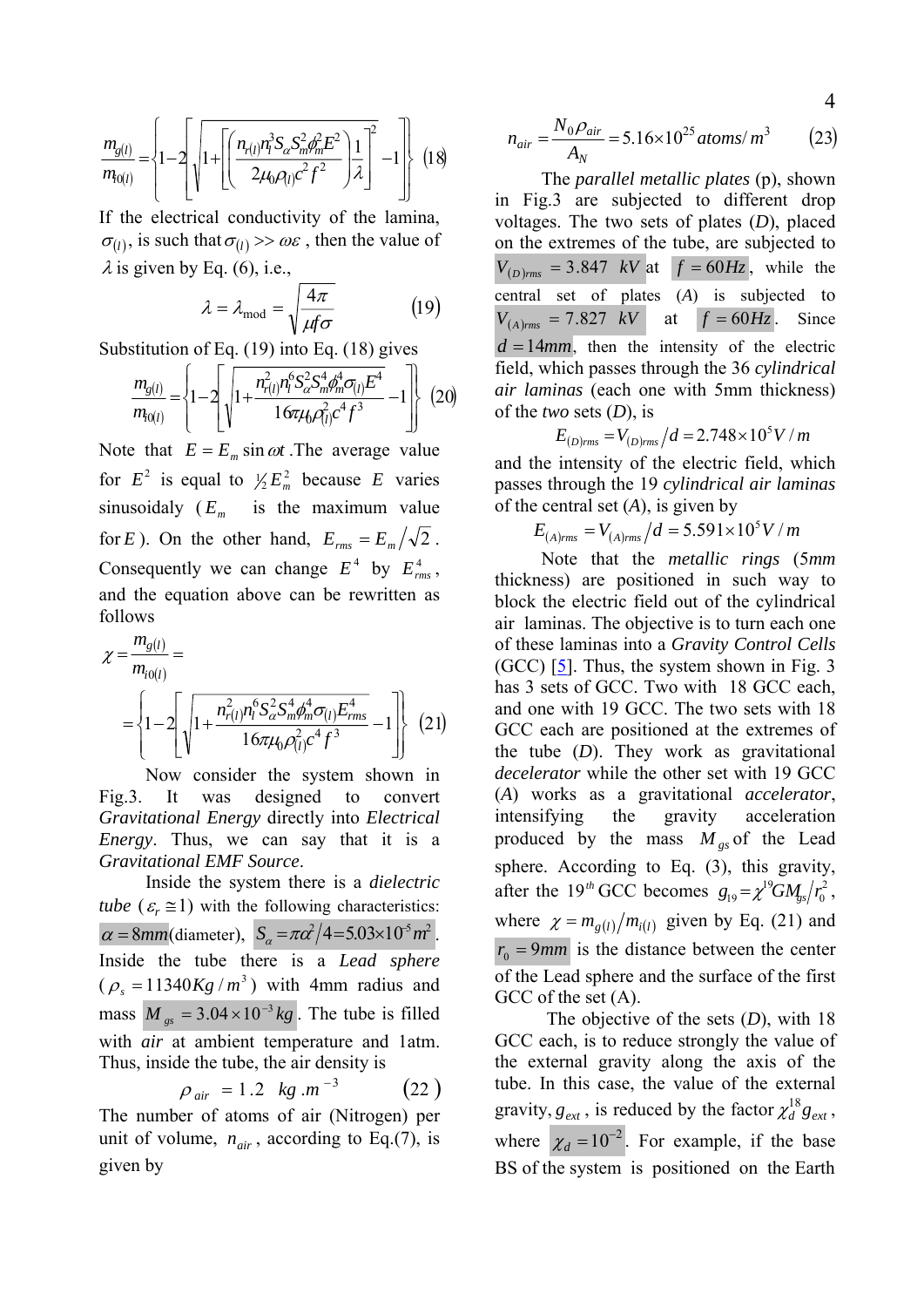$$\frac{m_{g(l)}}{m_{i0(l)}}=\left\{1-2\left[\sqrt{1+\left[\left(\frac{n_{r(l)}n_l^3S_\alpha S_m^2\phi_m^2E^2}{2\mu_0\rho_{(l)}c^2f^2}\right)\frac{1}{\lambda}\right]^2}-1\right]\right\}\quad(18)$$

If the electrical conductivity of the lamina, $\sigma_{(l)}$, is such that $\sigma_{(l)} >> \omega\varepsilon$, then the value of $\lambda$ is given by Eq. (6), i.e.,

$$\lambda=\lambda_{\text{mod}}=\sqrt{\frac{4\pi}{\mu f\sigma}}\qquad(19)$$

Substitution of Eq. (19) into Eq. (18) gives

$$\frac{m_{g(l)}}{m_{i0(l)}}=\left\{1-2\left[\sqrt{1+\frac{n_{r(l)}^2n_l^6S_\alpha^2S_m^4\phi_m^4\sigma_{(l)}E^4}{16\pi\mu_0\rho_{(l)}^2c^4f^3}}-1\right]\right\}\quad(20)$$

Note that $E=E_m\sin\omega t$ .The average value for $E^2$ is equal to $\frac{1}{2}E_m^2$ because $E$ varies sinusoidaly ($E_m$ is the maximum value for $E$). On the other hand, $E_{rms}=E_m/\sqrt{2}$ . Consequently we can change $E^4$ by $E_{rms}^4$, and the equation above can be rewritten as follows

$$\chi=\frac{m_{g(l)}}{m_{i0(l)}}=$$

$$=\left\{1-2\left[\sqrt{1+\frac{n_{r(l)}^2n_l^6S_\alpha^2S_m^4\phi_m^4\sigma_{(l)}E_{rms}^4}{16\pi\mu_0\rho_{(l)}^2c^4f^3}}-1\right]\right\}\quad(21)$$

Now consider the system shown in Fig.3. It was designed to convert *Gravitational Energy* directly into *Electrical Energy*. Thus, we can say that it is a *Gravitational EMF Source*.

Inside the system there is a *dielectric tube* ($\varepsilon_r\cong1$) with the following characteristics: $\alpha=8mm$(diameter), $S_\alpha=\pi\alpha^2/4=5.03\times10^{-5}m^2$. Inside the tube there is a *Lead sphere* ($\rho_s=11340Kg/m^3$) with 4mm radius and mass $M_{gs}=3.04\times10^{-3}kg$. The tube is filled with *air* at ambient temperature and 1atm. Thus, inside the tube, the air density is

$$\rho_{air}=1.2\ \ kg.m^{-3}\qquad(22)$$

The number of atoms of air (Nitrogen) per unit of volume, $n_{air}$, according to Eq.(7), is given by

$$n_{air}=\frac{N_0\rho_{air}}{A_N}=5.16\times10^{25}atoms/m^3\qquad(23)$$

The *parallel metallic plates* (p), shown in Fig.3 are subjected to different drop voltages. The two sets of plates (*D*), placed on the extremes of the tube, are subjected to $V_{(D)rms}=3.847\ \ kV$ at $f=60Hz$, while the central set of plates (*A*) is subjected to $V_{(A)rms}=7.827\ \ kV$ at $f=60Hz$. Since $d=14mm$, then the intensity of the electric field, which passes through the 36 *cylindrical air laminas* (each one with 5mm thickness) of the *two* sets (*D*), is

$$E_{(D)rms}=V_{(D)rms}/d=2.748\times10^5V/m$$

and the intensity of the electric field, which passes through the 19 *cylindrical air laminas* of the central set (*A*), is given by

$$E_{(A)rms}=V_{(A)rms}/d=5.591\times10^5V/m$$

Note that the *metallic rings* (5*mm* thickness) are positioned in such way to block the electric field out of the cylindrical air laminas. The objective is to turn each one of these laminas into a *Gravity Control Cells* (GCC) [5]. Thus, the system shown in Fig. 3 has 3 sets of GCC. Two with 18 GCC each, and one with 19 GCC. The two sets with 18 GCC each are positioned at the extremes of the tube (*D*). They work as gravitational *decelerator* while the other set with 19 GCC (*A*) works as a gravitational *accelerator*, intensifying the gravity acceleration produced by the mass $M_{gs}$ of the Lead sphere. According to Eq. (3), this gravity, after the $19^{th}$ GCC becomes $g_{19}=\chi^{19}GM_{gs}/r_0^2$, where $\chi=m_{g(l)}/m_{i(l)}$ given by Eq. (21) and $r_0=9mm$ is the distance between the center of the Lead sphere and the surface of the first GCC of the set (A).

The objective of the sets (*D*), with 18 GCC each, is to reduce strongly the value of the external gravity along the axis of the tube. In this case, the value of the external gravity, $g_{ext}$, is reduced by the factor $\chi_d^{18}g_{ext}$, where $\chi_d=10^{-2}$. For example, if the base BS of the system is positioned on the Earth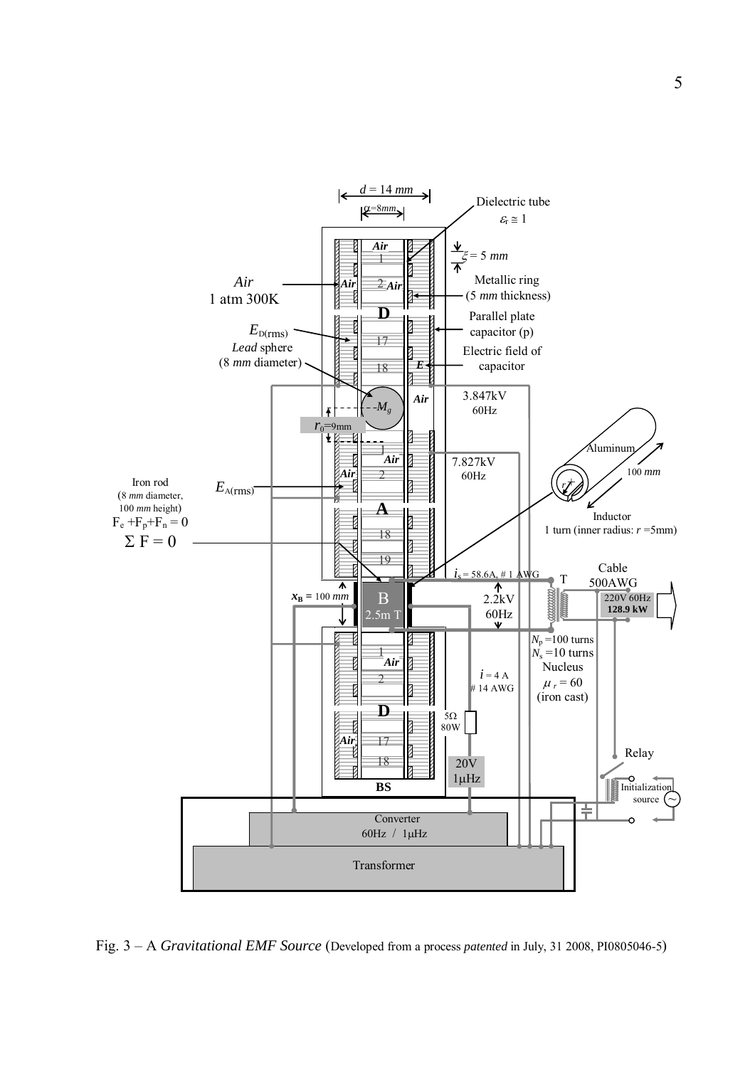Fig. 3 – A *Gravitational EMF Source* (Developed from a process *patented* in July, 31 2008, PI0805046-5)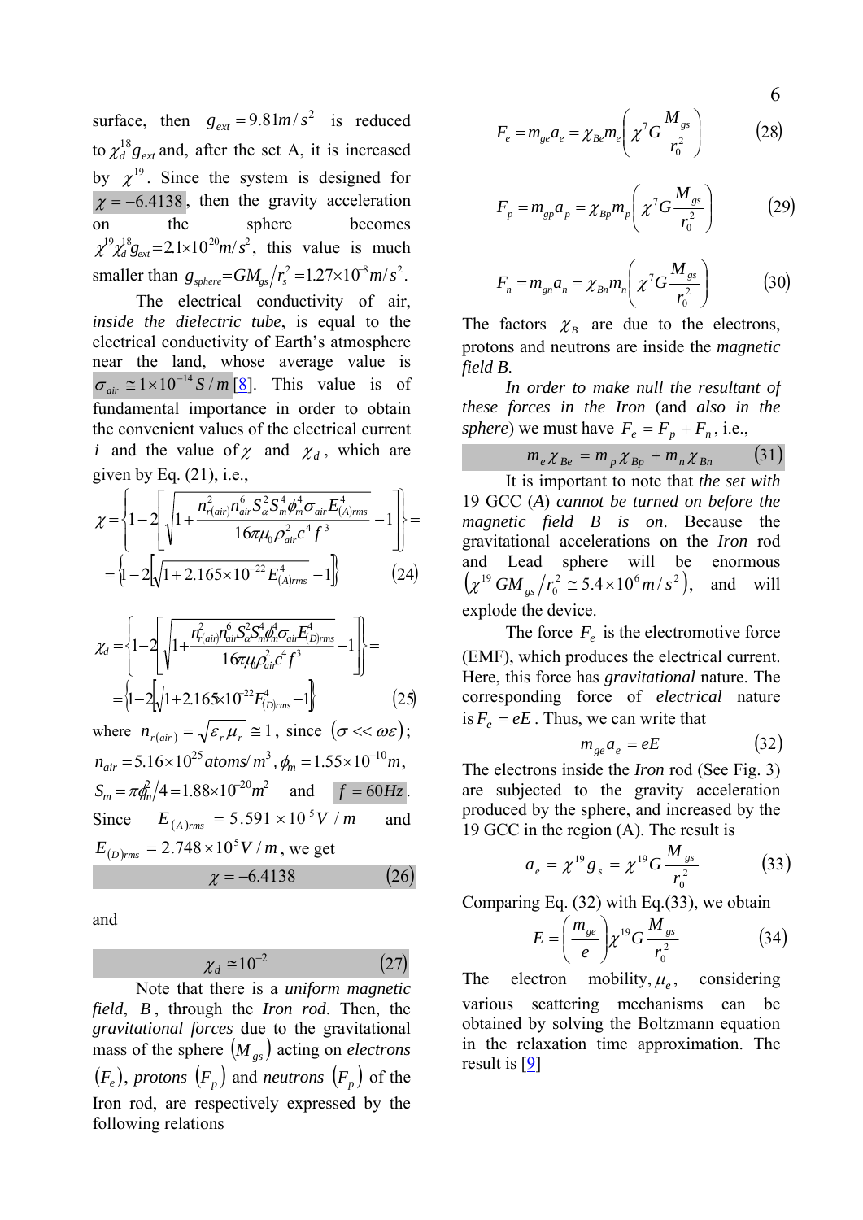surface, then $g_{ext} = 9.81 m/s^2$ is reduced to $\chi_d^{18} g_{ext}$ and, after the set A, it is increased by $\chi^{19}$. Since the system is designed for $\chi = -6.4138$, then the gravity acceleration on the sphere becomes $\chi^{19}\chi_d^{18} g_{ext} = 2.1\times10^{20} m/s^2$, this value is much smaller than $g_{sphere} = GM_{gs}/r_s^2 = 1.27\times10^{-8} m/s^2$.

The electrical conductivity of air, *inside the dielectric tube*, is equal to the electrical conductivity of Earth's atmosphere near the land, whose average value is $\sigma_{air} \cong 1\times10^{-14} S/m$ [8]. This value is of fundamental importance in order to obtain the convenient values of the electrical current $i$ and the value of $\chi$ and $\chi_d$, which are given by Eq. (21), i.e.,

$$\chi = \left\{1 - 2\left[\sqrt{1 + \frac{n_{r(air)}^2 n_{air}^6 S_\alpha^2 S_m^4 \phi_m^4 \sigma_{air} E_{(A)rms}^4}{16\pi\mu_0 \rho_{air}^2 c^4 f^3}} - 1\right]\right\} =$$

$$= \left\{1 - 2\left[\sqrt{1 + 2.165\times10^{-22} E_{(A)rms}^4} - 1\right]\right\} \qquad (24)$$

$$\chi_d = \left\{1 - 2\left[\sqrt{1 + \frac{n_{r(air)}^2 n_{air}^6 S_\alpha^2 S_m^4 \phi_m^4 \sigma_{air} E_{(D)rms}^4}{16\pi\mu_0 \rho_{air}^2 c^4 f^3}} - 1\right]\right\} =$$

$$= \left\{1 - 2\left[\sqrt{1 + 2.165\times10^{-22} E_{(D)rms}^4} - 1\right]\right\} \qquad (25)$$

where $n_{r(air)} = \sqrt{\varepsilon_r \mu_r} \cong 1$, since $(\sigma << \omega\varepsilon)$; $n_{air} = 5.16\times10^{25} atoms/m^3$, $\phi_m = 1.55\times10^{-10} m$, $S_m = \pi\phi_m^2/4 = 1.88\times10^{-20} m^2$ and $f = 60 Hz$.

Since $E_{(A)rms} = 5.591\times10^5 V/m$ and $E_{(D)rms} = 2.748\times10^5 V/m$, we get

$$\chi = -6.4138 \qquad (26)$$

and

$$\chi_d \cong 10^{-2} \qquad (27)$$

Note that there is a *uniform magnetic field*, $B$, through the *Iron rod*. Then, the *gravitational forces* due to the gravitational mass of the sphere $(M_{gs})$ acting on *electrons* $(F_e)$, *protons* $(F_p)$ and *neutrons* $(F_p)$ of the Iron rod, are respectively expressed by the following relations

$$F_e = m_{ge} a_e = \chi_{Be} m_e \left(\chi^7 G \frac{M_{gs}}{r_0^2}\right) \qquad (28)$$

$$F_p = m_{gp} a_p = \chi_{Bp} m_p \left(\chi^7 G \frac{M_{gs}}{r_0^2}\right) \qquad (29)$$

$$F_n = m_{gn} a_n = \chi_{Bn} m_n \left(\chi^7 G \frac{M_{gs}}{r_0^2}\right) \qquad (30)$$

The factors $\chi_B$ are due to the electrons, protons and neutrons are inside the *magnetic field B.*

*In order to make null the resultant of these forces in the Iron* (*and also in the sphere*) we must have $F_e = F_p + F_n$, i.e.,

$$m_e \chi_{Be} = m_p \chi_{Bp} + m_n \chi_{Bn} \qquad (31)$$

It is important to note that *the set with* 19 GCC (*A*) *cannot be turned on before the magnetic field B is on.* Because the gravitational accelerations on the *Iron* rod and Lead sphere will be enormous $\left(\chi^{19} GM_{gs}/r_0^2 \cong 5.4\times10^6 m/s^2\right)$, and will explode the device.

The force $F_e$ is the electromotive force (EMF), which produces the electrical current. Here, this force has *gravitational* nature. The corresponding force of *electrical* nature is $F_e = eE$. Thus, we can write that

$$m_{ge} a_e = eE \qquad (32)$$

The electrons inside the *Iron* rod (See Fig. 3) are subjected to the gravity acceleration produced by the sphere, and increased by the 19 GCC in the region (A). The result is

$$a_e = \chi^{19} g_s = \chi^{19} G \frac{M_{gs}}{r_0^2} \qquad (33)$$

Comparing Eq. (32) with Eq.(33), we obtain

$$E = \left(\frac{m_{ge}}{e}\right) \chi^{19} G \frac{M_{gs}}{r_0^2} \qquad (34)$$

The electron mobility, $\mu_e$, considering various scattering mechanisms can be obtained by solving the Boltzmann equation in the relaxation time approximation. The result is [9]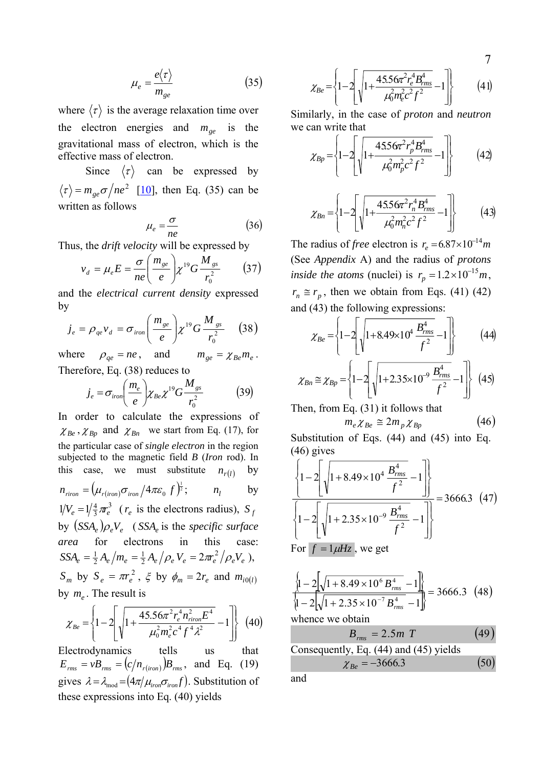$$\mu_e = \frac{e\langle\tau\rangle}{m_{ge}} \qquad (35)$$

where $\langle\tau\rangle$ is the average relaxation time over the electron energies and $m_{ge}$ is the gravitational mass of electron, which is the effective mass of electron.

Since $\langle\tau\rangle$ can be expressed by $\langle\tau\rangle = m_{ge}\sigma/ne^2$ [10], then Eq. (35) can be written as follows

$$\mu_e = \frac{\sigma}{ne} \qquad (36)$$

Thus, the *drift velocity* will be expressed by

$$v_d = \mu_e E = \frac{\sigma}{ne}\left(\frac{m_{ge}}{e}\right)\chi^{19} G \frac{M_{gs}}{r_0^2} \qquad (37)$$

and the *electrical current density* expressed by

$$j_e = \rho_{qe} v_d = \sigma_{iron}\left(\frac{m_{ge}}{e}\right)\chi^{19} G \frac{M_{gs}}{r_0^2} \qquad (38)$$

where $\rho_{qe} = ne$, and $m_{ge} = \chi_{Be} m_e$. Therefore, Eq. (38) reduces to

$$j_e = \sigma_{iron}\left(\frac{m_e}{e}\right)\chi_{Be}\chi^{19} G \frac{M_{gs}}{r_0^2} \qquad (39)$$

In order to calculate the expressions of $\chi_{Be}, \chi_{Bp}$ and $\chi_{Bn}$ we start from Eq. (17), for the particular case of *single electron* in the region subjected to the magnetic field $B$ (*Iron* rod). In this case, we must substitute $n_{r(l)}$ by $n_{riron} = \left(\mu_{r(iron)}\sigma_{iron}/4\pi\varepsilon_0 f\right)^{\frac{1}{2}}$; $n_l$ by $1/V_e = 1/\frac{4}{3}\pi r_e^3$ ($r_e$ is the electrons radius), $S_f$ by $(SSA_e)\rho_e V_e$ ($SSA_e$ is the *specific surface area* for electrons in this case: $SSA_e = \frac{1}{2}A_e/m_e = \frac{1}{2}A_e/\rho_e V_e = 2\pi r_e^2/\rho_e V_e$), $S_m$ by $S_e = \pi r_e^2$, $\xi$ by $\phi_m = 2r_e$ and $m_{i0(l)}$ by $m_e$. The result is

$$\chi_{Be} = \left\{1 - 2\left[\sqrt{1 + \frac{45.56\pi^2 r_e^4 n_{riron}^2 E^4}{\mu_0^2 m_e^2 c^4 f^4 \lambda^2}} - 1\right]\right\} \qquad (40)$$

Electrodynamics tells us that $E_{rms} = vB_{rms} = \left(c/n_{r(iron)}\right)B_{rms}$, and Eq. (19) gives $\lambda = \lambda_{mod} = \left(4\pi/\mu_{iron}\sigma_{iron} f\right)$. Substitution of these expressions into Eq. (40) yields

$$\chi_{Be} = \left\{1 - 2\left[\sqrt{1 + \frac{45.56\pi^2 r_e^4 B_{rms}^4}{\mu_0^2 m_e^2 c^2 f^2}} - 1\right]\right\} \qquad (41)$$

Similarly, in the case of *proton* and *neutron* we can write that

$$\chi_{Bp} = \left\{1 - 2\left[\sqrt{1 + \frac{45.56\pi^2 r_p^4 B_{rms}^4}{\mu_0^2 m_p^2 c^2 f^2}} - 1\right]\right\} \qquad (42)$$

$$\chi_{Bn} = \left\{1 - 2\left[\sqrt{1 + \frac{45.56\pi^2 r_n^4 B_{rms}^4}{\mu_0^2 m_n^2 c^2 f^2}} - 1\right]\right\} \qquad (43)$$

The radius of *free* electron is $r_e = 6.87\times10^{-14}m$ (See *Appendix* A) and the radius of *protons inside the atoms* (nuclei) is $r_p = 1.2\times10^{-15}m$, $r_n \cong r_p$, then we obtain from Eqs. (41) (42) and (43) the following expressions:

$$\chi_{Be} = \left\{1 - 2\left[\sqrt{1 + 8.49\times10^4 \frac{B_{rms}^4}{f^2}} - 1\right]\right\} \qquad (44)$$

$$\chi_{Bn} \cong \chi_{Bp} = \left\{1 - 2\left[\sqrt{1 + 2.35\times10^{-9} \frac{B_{rms}^4}{f^2}} - 1\right]\right\} \qquad (45)$$

Then, from Eq. (31) it follows that

$$m_e\chi_{Be} \cong 2m_p\chi_{Bp} \qquad (46)$$

Substitution of Eqs. (44) and (45) into Eq. (46) gives

$$\frac{\left\{1 - 2\left[\sqrt{1 + 8.49\times10^4 \frac{B_{rms}^4}{f^2}} - 1\right]\right\}}{\left\{1 - 2\left[\sqrt{1 + 2.35\times10^{-9} \frac{B_{rms}^4}{f^2}} - 1\right]\right\}} = 3666.3 \qquad (47)$$

For $f = 1\mu Hz$, we get

$$\frac{\left\{1 - 2\left[\sqrt{1 + 8.49\times10^6 B_{rms}^4} - 1\right]\right\}}{\left\{1 - 2\left[\sqrt{1 + 2.35\times10^{-7} B_{rms}^4} - 1\right]\right\}} = 3666.3 \qquad (48)$$

whence we obtain

$$B_{rms} = 2.5m\ T \qquad (49)$$

Consequently, Eq. (44) and (45) yields

$$\chi_{Be} = -3666.3 \qquad (50)$$

and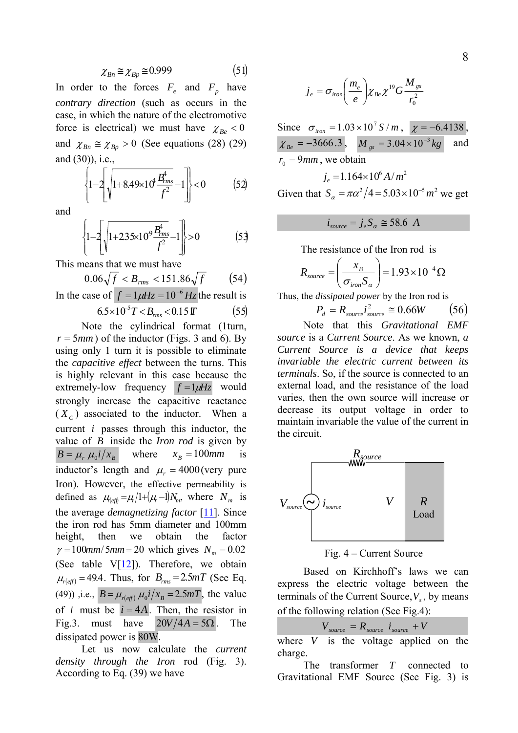$$\chi_{Bn} \cong \chi_{Bp} \cong 0.999 \qquad (51)$$

In order to the forces $F_e$ and $F_p$ have *contrary direction* (such as occurs in the case, in which the nature of the electromotive force is electrical) we must have $\chi_{Be} < 0$ and $\chi_{Bn} \cong \chi_{Bp} > 0$ (See equations (28) (29) and (30)), i.e.,

$$\left\{1 - 2\left[\sqrt{1 + 8.49\times10^{4}\frac{B_{rms}^4}{f^2}} - 1\right]\right\} < 0 \qquad (52)$$

and

$$\left\{1 - 2\left[\sqrt{1 + 2.35\times10^{9}\frac{B_{rms}^4}{f^2}} - 1\right]\right\} > 0 \qquad (53)$$

This means that we must have

$$0.06\sqrt{f} < B_{rms} < 151.86\sqrt{f} \qquad (54)$$

In the case of $f = 1\mu Hz = 10^{-6}\,Hz$ the result is

$$6.5\times10^{-5}\,T < B_{rms} < 0.15\,T \qquad (55)$$

Note the cylindrical format (1turn, $r = 5mm$) of the inductor (Figs. 3 and 6). By using only 1 turn it is possible to eliminate the *capacitive effect* between the turns. This is highly relevant in this case because the extremely-low frequency $f = 1\mu Hz$ would strongly increase the capacitive reactance ($X_C$) associated to the inductor. When a current $i$ passes through this inductor, the value of $B$ inside the *Iron rod* is given by $B = \mu_r \mu_0 i / x_B$ where $x_B = 100mm$ is inductor's length and $\mu_r = 4000$ (very pure Iron). However, the effective permeability is defined as $\mu_{r(eff)} = \mu_r / 1 + (\mu_r - 1)N_m$, where $N_m$ is the average *demagnetizing factor* [11]. Since the iron rod has 5mm diameter and 100mm height, then we obtain the factor $\gamma = 100mm/5mm = 20$ which gives $N_m = 0.02$ (See table V[12]). Therefore, we obtain $\mu_{r(eff)} = 49.4$. Thus, for $B_{rms} = 2.5mT$ (See Eq. (49)) ,i.e., $B = \mu_{r(eff)}\,\mu_0 i / x_B = 2.5mT$, the value of $i$ must be $i = 4A$. Then, the resistor in Fig.3. must have $20V/4A = 5\Omega$. The dissipated power is 80W.

Let us now calculate the *current density through the Iron* rod (Fig. 3). According to Eq. (39) we have

$$j_e = \sigma_{iron}\left(\frac{m_e}{e}\right)\chi_{Be}\chi^{19}G\frac{M_{gs}}{r_0^2}$$

Since $\sigma_{iron} = 1.03\times10^{7}\,S/m$, $\chi = -6.4138$, $\chi_{Be} = -3666.3$, $M_{gs} = 3.04\times10^{-3}\,kg$ and $r_0 = 9mm$, we obtain

$$j_e = 1.164\times10^{6}\,A/m^2$$

Given that $S_\alpha = \pi\alpha^2/4 = 5.03\times10^{-5}\,m^2$ we get

$$i_{source} = j_e S_\alpha \cong 58.6\ A$$

The resistance of the Iron rod is

$$R_{source} = \left(\frac{x_B}{\sigma_{iron} S_\alpha}\right) = 1.93\times10^{-4}\,\Omega$$

Thus, the *dissipated power* by the Iron rod is

$$P_d = R_{source}\,i_{source}^2 \cong 0.66W \qquad (56)$$

Note that this *Gravitational EMF source* is a *Current Source*. As we known, *a Current Source is a device that keeps invariable the electric current between its terminals*. So, if the source is connected to an external load, and the resistance of the load varies, then the own source will increase or decrease its output voltage in order to maintain invariable the value of the current in the circuit.

Fig. 4 – Current Source

Based on Kirchhoff's laws we can express the electric voltage between the terminals of the Current Source, $V_s$, by means of the following relation (See Fig.4):

$$V_{source} = R_{source}\ i_{source} + V$$

where $V$ is the voltage applied on the charge.

The transformer $T$ connected to Gravitational EMF Source (See Fig. 3) is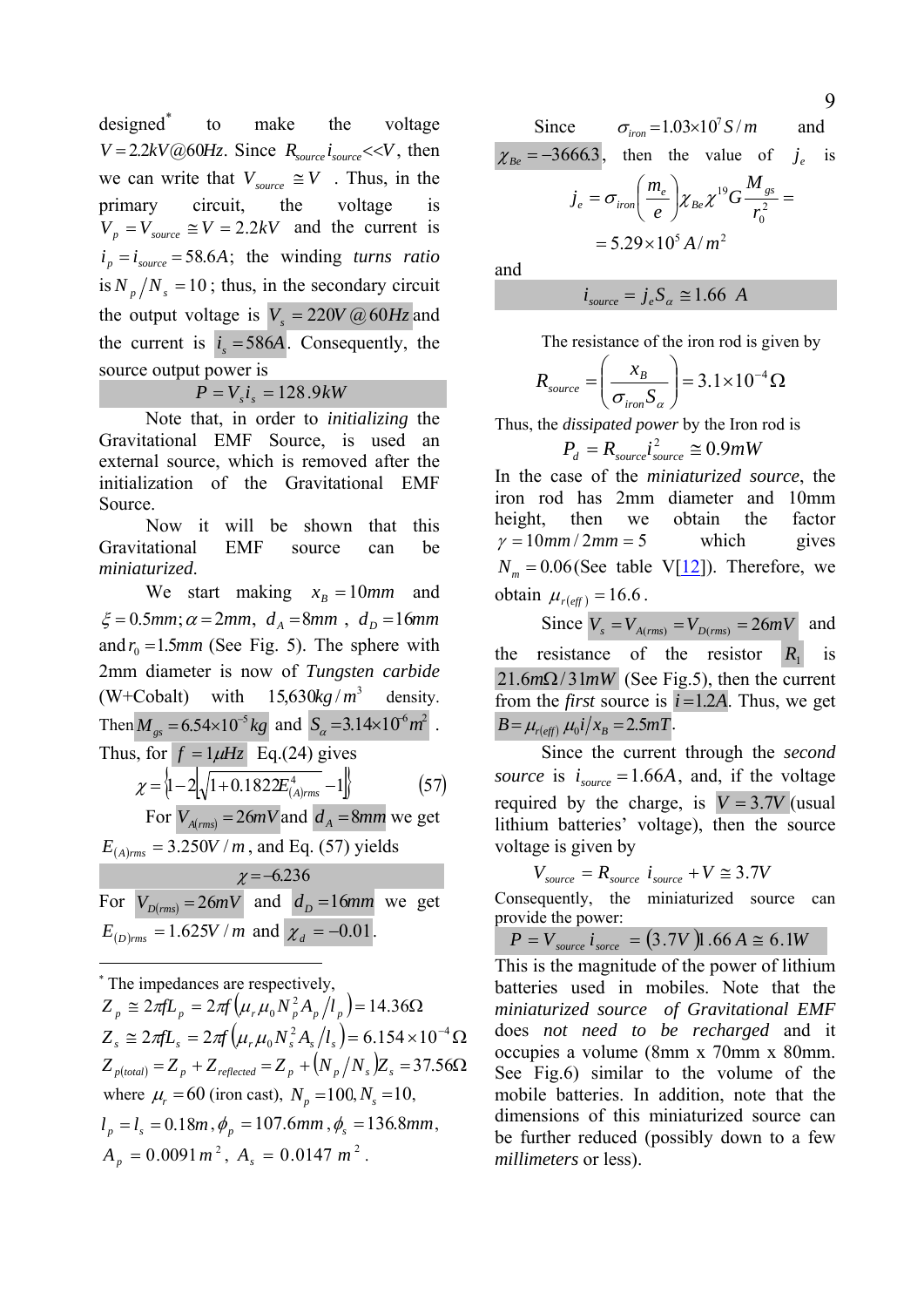designed[*] to make the voltage $V = 2.2kV@60Hz$. Since $R_{source} i_{source} << V$, then we can write that $V_{source} \cong V$. Thus, in the primary circuit, the voltage is $V_p = V_{source} \cong V = 2.2kV$ and the current is $i_p = i_{source} = 58.6A$; the winding *turns ratio* is $N_p / N_s = 10$; thus, in the secondary circuit the output voltage is $V_s = 220V@60Hz$ and the current is $i_s = 586A$. Consequently, the source output power is

$$P = V_s i_s = 128.9kW$$

Note that, in order to *initializing* the Gravitational EMF Source, is used an external source, which is removed after the initialization of the Gravitational EMF Source.

Now it will be shown that this Gravitational EMF source can be *miniaturized*.

We start making $x_B = 10mm$ and $\xi = 0.5mm; \alpha = 2mm$, $d_A = 8mm$, $d_D = 16mm$ and $r_0 = 1.5mm$ (See Fig. 5). The sphere with 2mm diameter is now of *Tungsten carbide* (W+Cobalt) with $15{,}630 kg/m^3$ density. Then $M_{gs} = 6.54 \times 10^{-5} kg$ and $S_\alpha = 3.14 \times 10^{-6} m^2$. Thus, for $f = 1\mu Hz$ Eq.(24) gives

$$\chi = \left\{1 - 2\left[\sqrt{1 + 0.1822 E^4_{(A)rms}} - 1\right]\right\} \tag{57}$$

For $V_{A(rms)} = 26mV$ and $d_A = 8mm$ we get $E_{(A)rms} = 3.250 V/m$, and Eq. (57) yields

$$\chi = -6.236$$

For $V_{D(rms)} = 26mV$ and $d_D = 16mm$ we get $E_{(D)rms} = 1.625 V/m$ and $\chi_d = -0.01$.

Since $\sigma_{iron} = 1.03 \times 10^7 S/m$ and $\chi_{Be} = -3666.3$, then the value of $j_e$ is

$$j_e = \sigma_{iron} \left(\frac{m_e}{e}\right) \chi_{Be} \chi^{19} G \frac{M_{gs}}{r_0^2} = $$
$$= 5.29 \times 10^5 A/m^2$$

and

$$i_{source} = j_e S_\alpha \cong 1.66 \ A$$

The resistance of the iron rod is given by

$$R_{source} = \left(\frac{x_B}{\sigma_{iron} S_\alpha}\right) = 3.1 \times 10^{-4} \Omega$$

Thus, the *dissipated power* by the Iron rod is

$$P_d = R_{source} i^2_{source} \cong 0.9mW$$

In the case of the *miniaturized source*, the iron rod has 2mm diameter and 10mm height, then we obtain the factor $\gamma = 10mm / 2mm = 5$ which gives $N_m = 0.06$ (See table V[12]). Therefore, we obtain $\mu_{r(eff)} = 16.6$.

Since $V_s = V_{A(rms)} = V_{D(rms)} = 26mV$ and the resistance of the resistor $R_1$ is $21.6m\Omega / 31mW$ (See Fig.5), then the current from the *first* source is $i = 1.2A$. Thus, we get $B = \mu_{r(eff)} \mu_0 i / x_B = 2.5mT$.

Since the current through the *second source* is $i_{source} = 1.66A$, and, if the voltage required by the charge, is $V = 3.7V$ (usual lithium batteries' voltage), then the source voltage is given by

$$V_{source} = R_{source}\, i_{source} + V \cong 3.7V$$

Consequently, the miniaturized source can provide the power:

$$P = V_{source}\, i_{sorce} = (3.7V)1.66A \cong 6.1W$$

This is the magnitude of the power of lithium batteries used in mobiles. Note that the *miniaturized source of Gravitational EMF* does *not need to be recharged* and it occupies a volume (8mm x 70mm x 80mm. See Fig.6) similar to the volume of the mobile batteries. In addition, note that the dimensions of this miniaturized source can be further reduced (possibly down to a few *millimeters* or less).

---

[*] The impedances are respectively,

$$Z_p \cong 2\pi f L_p = 2\pi f \left(\mu_r \mu_0 N_p^2 A_p / l_p\right) = 14.36\Omega$$
$$Z_s \cong 2\pi f L_s = 2\pi f \left(\mu_r \mu_0 N_s^2 A_s / l_s\right) = 6.154 \times 10^{-4} \Omega$$
$$Z_{p(total)} = Z_p + Z_{reflected} = Z_p + \left(N_p / N_s\right) Z_s = 37.56\Omega$$

where $\mu_r = 60$ (iron cast), $N_p = 100, N_s = 10,$ $l_p = l_s = 0.18m$, $\phi_p = 107.6mm$, $\phi_s = 136.8mm$, $A_p = 0.0091 m^2$, $A_s = 0.0147 m^2$.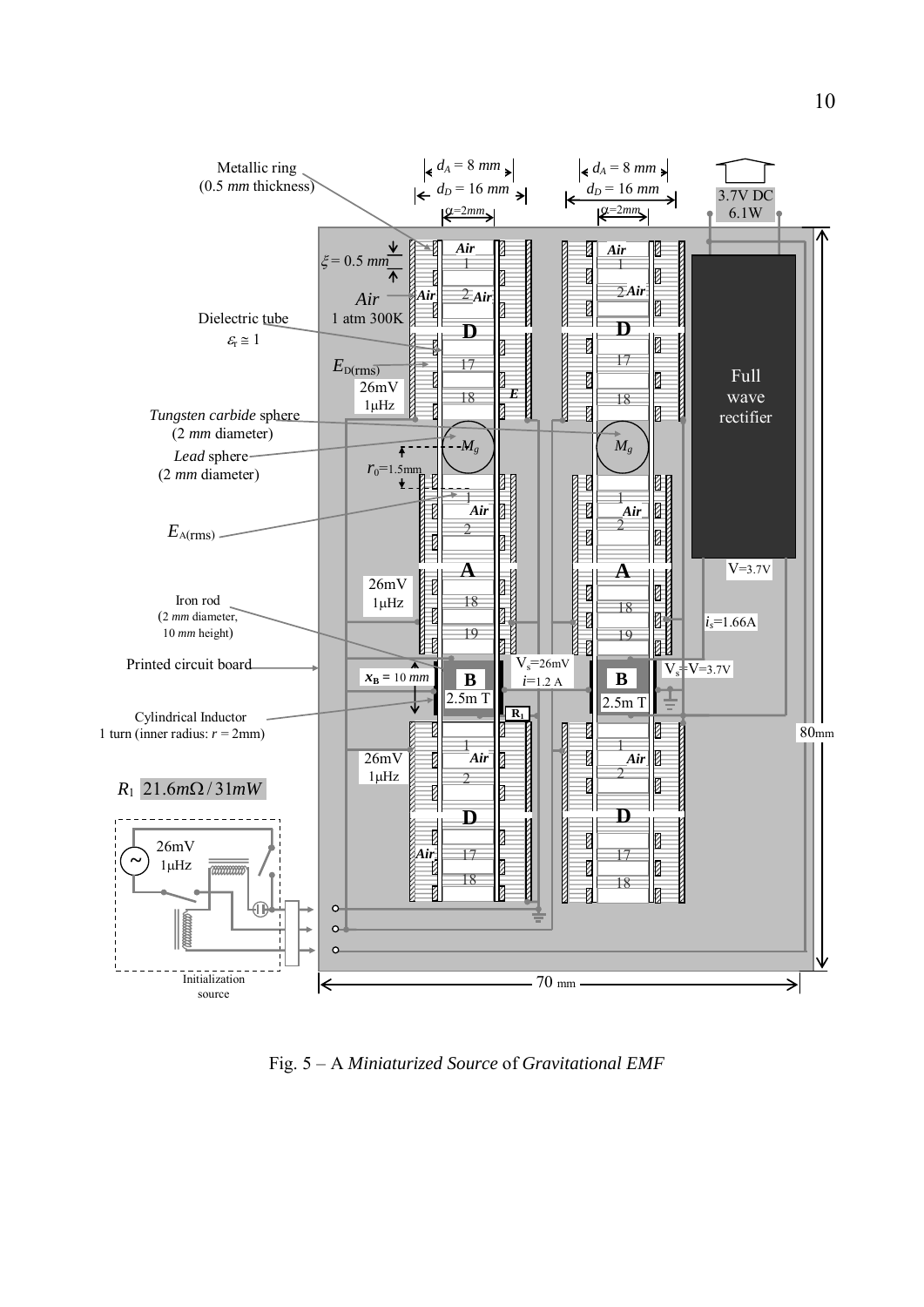Fig. 5 – A *Miniaturized Source* of *Gravitational EMF*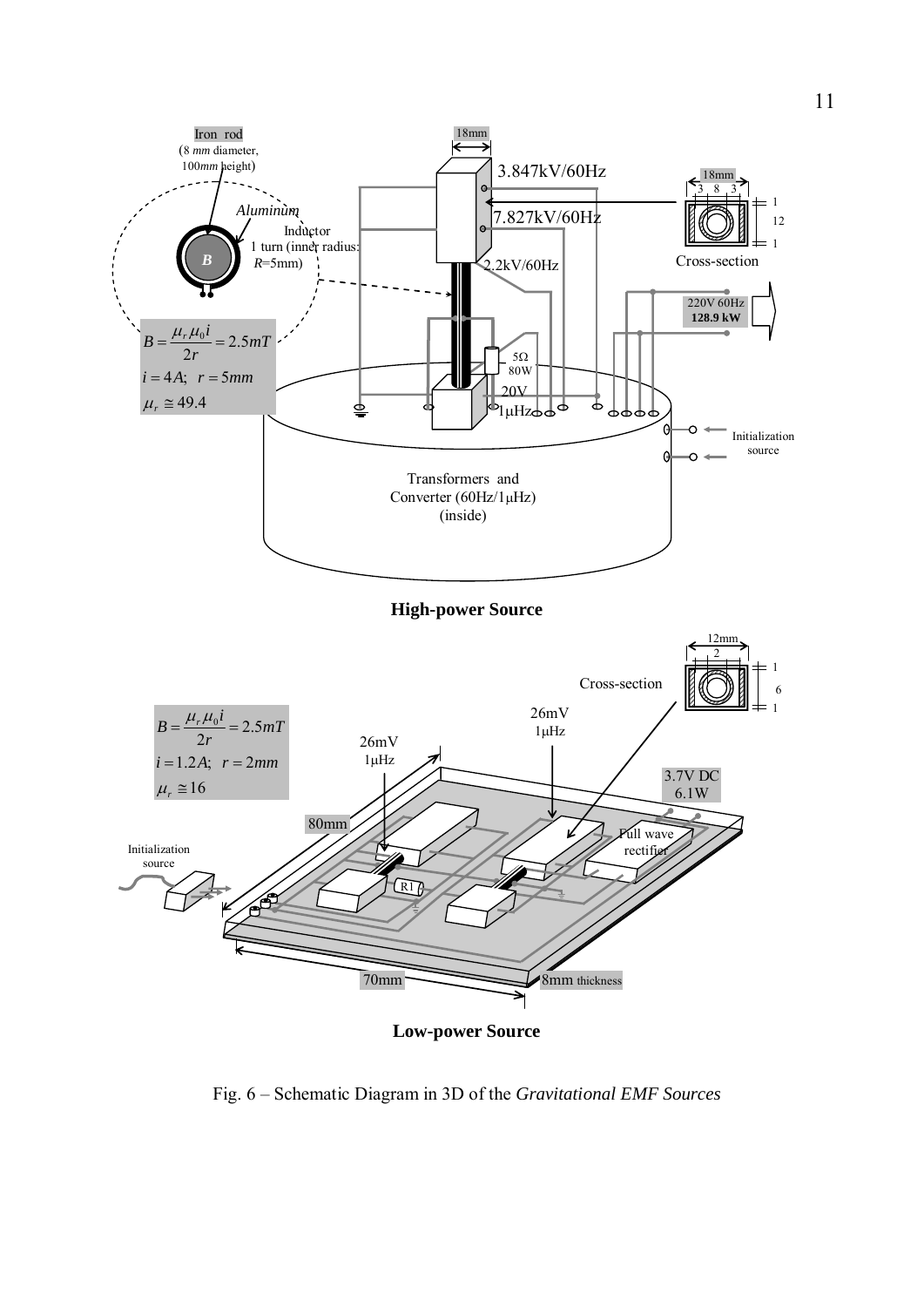Iron rod (8 *mm* diameter, 100*mm* height)

*Aluminum*

Inductor 1 turn (inner radius: *R*=5mm)

$$B = \frac{\mu_r \mu_0 i}{2r} = 2.5mT$$

$i = 4A$; $r = 5mm$

$\mu_r \cong 49.4$

18mm

3.847kV/60Hz

7.827kV/60Hz

2.2kV/60Hz

Cross-section: 18mm (3, 8, 3); 1, 12, 1

5Ω 80W

20V 1μHz

220V 60Hz **128.9 kW**

Initialization source

Transformers and Converter (60Hz/1μHz) (inside)

**High-power Source**

$$B = \frac{\mu_r \mu_0 i}{2r} = 2.5mT$$

$i = 1.2A$; $r = 2mm$

$\mu_r \cong 16$

Cross-section: 12mm (2); 1, 6, 1

26mV 1μHz

26mV 1μHz

3.7V DC 6.1W

80mm

Full wave rectifier

Initialization source

R1

70mm

8mm thickness

**Low-power Source**

Fig. 6 – Schematic Diagram in 3D of the *Gravitational EMF Sources*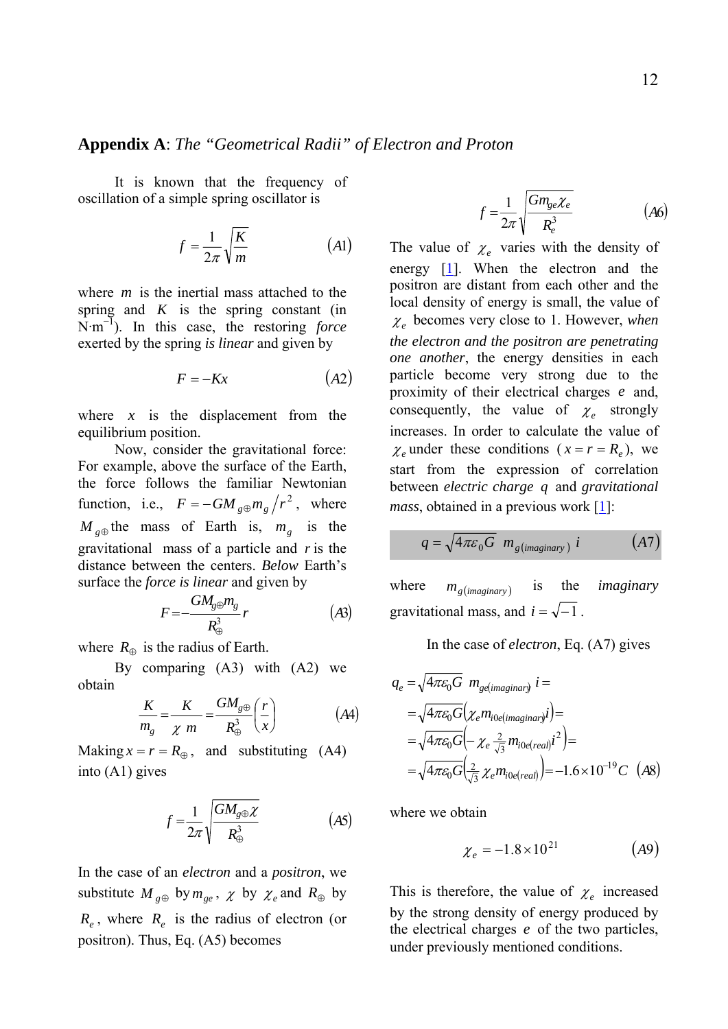## **Appendix A**: *The "Geometrical Radii" of Electron and Proton*

It is known that the frequency of oscillation of a simple spring oscillator is

$$f = \frac{1}{2\pi}\sqrt{\frac{K}{m}} \qquad (A1)$$

where $m$ is the inertial mass attached to the spring and $K$ is the spring constant (in N·m$^{-1}$). In this case, the restoring *force* exerted by the spring *is linear* and given by

$$F = -Kx \qquad (A2)$$

where $x$ is the displacement from the equilibrium position.

Now, consider the gravitational force: For example, above the surface of the Earth, the force follows the familiar Newtonian function, i.e., $F = -GM_{g\oplus}m_g/r^2$, where $M_{g\oplus}$ the mass of Earth is, $m_g$ is the gravitational mass of a particle and $r$ is the distance between the centers. *Below* Earth's surface the *force is linear* and given by

$$F = -\frac{GM_{g\oplus}m_g}{R_\oplus^3}r \qquad (A3)$$

where $R_\oplus$ is the radius of Earth.

By comparing (A3) with (A2) we obtain

$$\frac{K}{m_g} = \frac{K}{\chi\, m} = \frac{GM_{g\oplus}}{R_\oplus^3}\left(\frac{r}{x}\right) \qquad (A4)$$

Making $x = r = R_\oplus$, and substituting (A4) into (A1) gives

$$f = \frac{1}{2\pi}\sqrt{\frac{GM_{g\oplus}\chi}{R_\oplus^3}} \qquad (A5)$$

In the case of an *electron* and a *positron*, we substitute $M_{g\oplus}$ by $m_{ge}$, $\chi$ by $\chi_e$ and $R_\oplus$ by $R_e$, where $R_e$ is the radius of electron (or positron). Thus, Eq. (A5) becomes

$$f = \frac{1}{2\pi}\sqrt{\frac{Gm_{ge}\chi_e}{R_e^3}} \qquad (A6)$$

The value of $\chi_e$ varies with the density of energy [1]. When the electron and the positron are distant from each other and the local density of energy is small, the value of $\chi_e$ becomes very close to 1. However, *when the electron and the positron are penetrating one another*, the energy densities in each particle become very strong due to the proximity of their electrical charges $e$ and, consequently, the value of $\chi_e$ strongly increases. In order to calculate the value of $\chi_e$ under these conditions ($x = r = R_e$), we start from the expression of correlation between *electric charge* $q$ and *gravitational mass*, obtained in a previous work [1]:

$$q = \sqrt{4\pi\varepsilon_0 G}\; m_{g(imaginary)}\, i \qquad (A7)$$

where $m_{g(imaginary)}$ is the *imaginary* gravitational mass, and $i = \sqrt{-1}$.

In the case of *electron*, Eq. (A7) gives

$$\begin{aligned} q_e &= \sqrt{4\pi\varepsilon_0 G}\; m_{ge(imaginary)}\, i = \\ &= \sqrt{4\pi\varepsilon_0 G}\left(\chi_e m_{i0e(imaginary)} i\right) = \\ &= \sqrt{4\pi\varepsilon_0 G}\left(-\chi_e \tfrac{2}{\sqrt{3}} m_{i0e(real)} i^2\right) = \\ &= \sqrt{4\pi\varepsilon_0 G}\left(\tfrac{2}{\sqrt{3}}\chi_e m_{i0e(real)}\right) = -1.6\times10^{-19}C \end{aligned} \qquad (A8)$$

where we obtain

$$\chi_e = -1.8\times10^{21} \qquad (A9)$$

This is therefore, the value of $\chi_e$ increased by the strong density of energy produced by the electrical charges $e$ of the two particles, under previously mentioned conditions.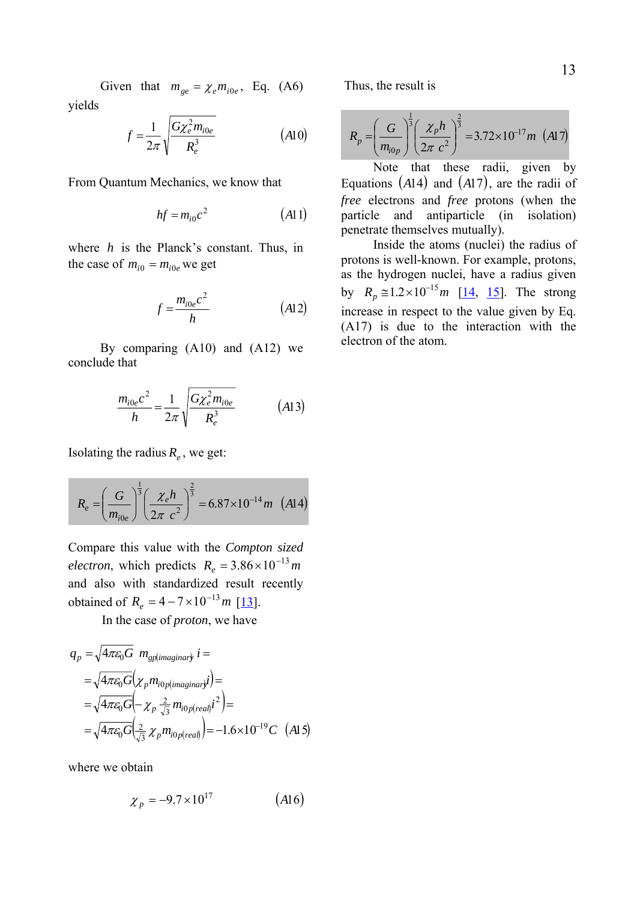Given that $m_{ge} = \chi_e m_{i0e}$, Eq. (A6) yields

$$f = \frac{1}{2\pi}\sqrt{\frac{G\chi_e^2 m_{i0e}}{R_e^3}} \qquad (A10)$$

From Quantum Mechanics, we know that

$$hf = m_{i0}c^2 \qquad (A11)$$

where $h$ is the Planck's constant. Thus, in the case of $m_{i0} = m_{i0e}$ we get

$$f = \frac{m_{i0e}c^2}{h} \qquad (A12)$$

By comparing (A10) and (A12) we conclude that

$$\frac{m_{i0e}c^2}{h} = \frac{1}{2\pi}\sqrt{\frac{G\chi_e^2 m_{i0e}}{R_e^3}} \qquad (A13)$$

Isolating the radius $R_e$, we get:

$$R_e = \left(\frac{G}{m_{i0e}}\right)^{\frac{1}{3}}\left(\frac{\chi_e h}{2\pi\ c^2}\right)^{\frac{2}{3}} = 6.87\times 10^{-14}m \quad (A14)$$

Compare this value with the *Compton sized electron*, which predicts $R_e = 3.86\times 10^{-13}m$ and also with standardized result recently obtained of $R_e = 4-7\times 10^{-13}m$ [13].

In the case of *proton*, we have

$$\begin{aligned} q_p &= \sqrt{4\pi\varepsilon_0 G}\ m_{gp(imaginary)}\, i = \\ &= \sqrt{4\pi\varepsilon_0 G}\left(\chi_p m_{i0p(imaginary)} i\right) = \\ &= \sqrt{4\pi\varepsilon_0 G}\left(-\chi_p \tfrac{2}{\sqrt{3}}\, m_{i0p(real)} i^2\right) = \\ &= \sqrt{4\pi\varepsilon_0 G}\left(\tfrac{2}{\sqrt{3}}\,\chi_p m_{i0p(real)}\right) = -1.6\times 10^{-19}C \quad (A15) \end{aligned}$$

where we obtain

$$\chi_p = -9.7\times 10^{17} \qquad (A16)$$

Thus, the result is

$$R_p = \left(\frac{G}{m_{i0p}}\right)^{\frac{1}{3}}\left(\frac{\chi_p h}{2\pi\ c^2}\right)^{\frac{2}{3}} = 3.72\times 10^{-17}m \quad (A17)$$

Note that these radii, given by Equations $(A14)$ and $(A17)$, are the radii of *free* electrons and *free* protons (when the particle and antiparticle (in isolation) penetrate themselves mutually).

Inside the atoms (nuclei) the radius of protons is well-known. For example, protons, as the hydrogen nuclei, have a radius given by $R_p \cong 1.2\times 10^{-15}m$ [14, 15]. The strong increase in respect to the value given by Eq. (A17) is due to the interaction with the electron of the atom.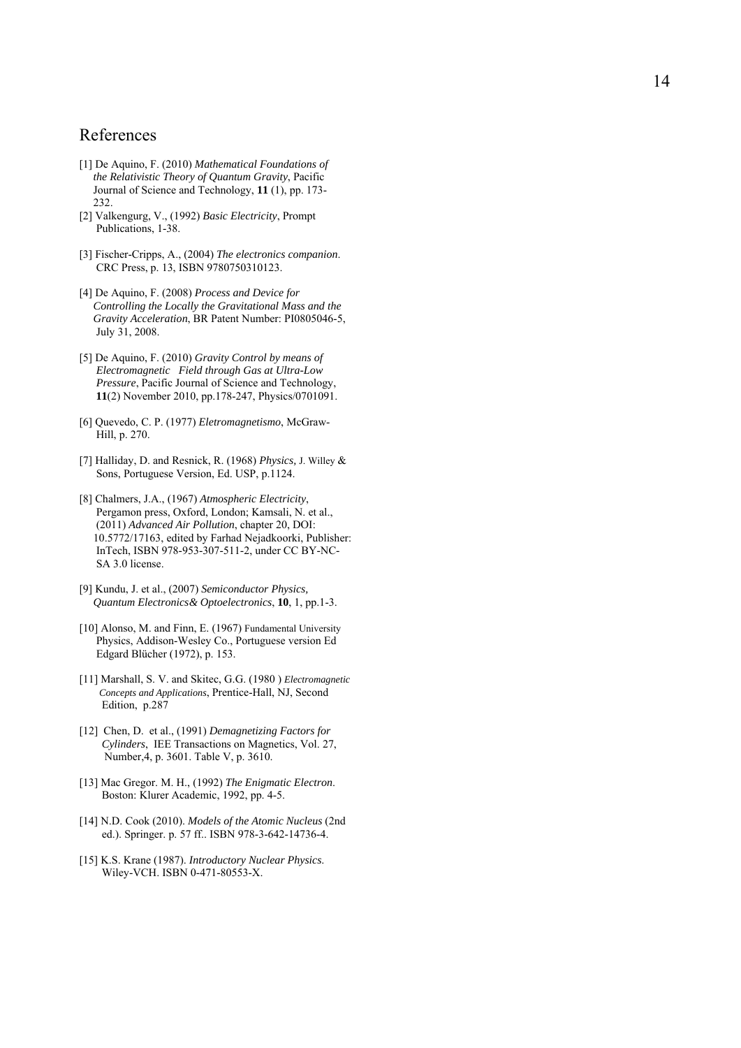## References

[1] De Aquino, F. (2010) *Mathematical Foundations of the Relativistic Theory of Quantum Gravity*, Pacific Journal of Science and Technology, **11** (1), pp. 173-232.

[2] Valkengurg, V., (1992) *Basic Electricity*, Prompt Publications, 1-38.

[3] Fischer-Cripps, A., (2004) *The electronics companion*. CRC Press, p. 13, ISBN 9780750310123.

[4] De Aquino, F. (2008) *Process and Device for Controlling the Locally the Gravitational Mass and the Gravity Acceleration*, BR Patent Number: PI0805046-5, July 31, 2008.

[5] De Aquino, F. (2010) *Gravity Control by means of Electromagnetic Field through Gas at Ultra-Low Pressure*, Pacific Journal of Science and Technology, **11**(2) November 2010, pp.178-247, Physics/0701091.

[6] Quevedo, C. P. (1977) *Eletromagnetismo*, McGraw-Hill, p. 270.

[7] Halliday, D. and Resnick, R. (1968) *Physics,* J. Willey & Sons, Portuguese Version, Ed. USP, p.1124.

[8] Chalmers, J.A., (1967) *Atmospheric Electricity*, Pergamon press, Oxford, London; Kamsali, N. et al., (2011) *Advanced Air Pollution*, chapter 20, DOI: 10.5772/17163, edited by Farhad Nejadkoorki, Publisher: InTech, ISBN 978-953-307-511-2, under CC BY-NC-SA 3.0 license.

[9] Kundu, J. et al., (2007) *Semiconductor Physics, Quantum Electronics& Optoelectronics*, **10**, 1, pp.1-3.

[10] Alonso, M. and Finn, E. (1967) Fundamental University Physics, Addison-Wesley Co., Portuguese version Ed Edgard Blücher (1972), p. 153.

[11] Marshall, S. V. and Skitec, G.G. (1980 ) *Electromagnetic Concepts and Applications*, Prentice-Hall, NJ, Second Edition, p.287

[12] Chen, D. et al., (1991) *Demagnetizing Factors for Cylinders*, IEE Transactions on Magnetics, Vol. 27, Number,4, p. 3601. Table V, p. 3610.

[13] Mac Gregor. M. H., (1992) *The Enigmatic Electron*. Boston: Klurer Academic, 1992, pp. 4-5.

[14] N.D. Cook (2010). *Models of the Atomic Nucleus* (2nd ed.). Springer. p. 57 ff.. ISBN 978-3-642-14736-4.

[15] K.S. Krane (1987). *Introductory Nuclear Physics*. Wiley-VCH. ISBN 0-471-80553-X.